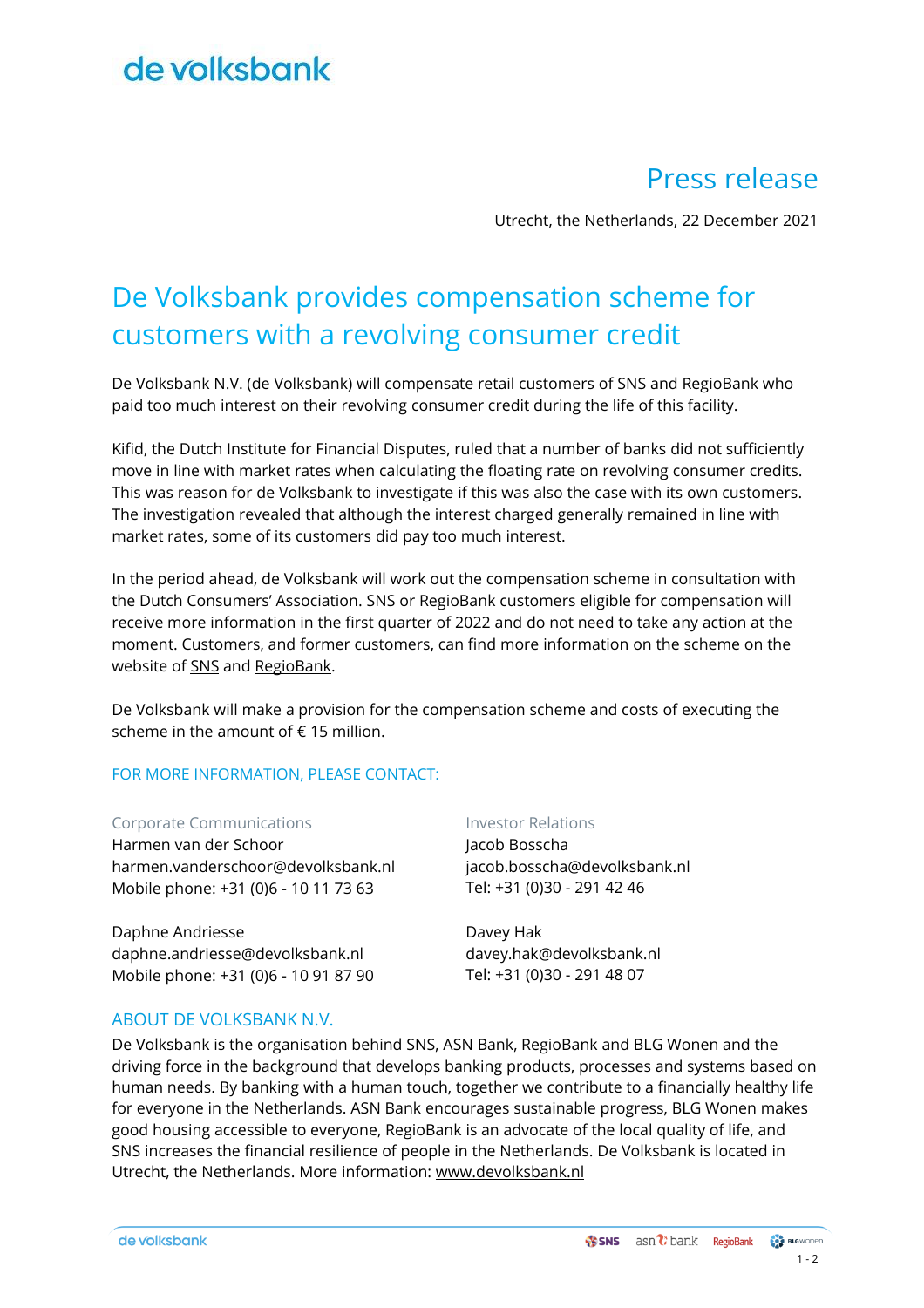de volksbank

# Press release

Utrecht, the Netherlands, 22 December 2021

## De Volksbank provides compensation scheme for customers with a revolving consumer credit

De Volksbank N.V. (de Volksbank) will compensate retail customers of SNS and RegioBank who paid too much interest on their revolving consumer credit during the life of this facility.

Kifid, the Dutch Institute for Financial Disputes, ruled that a number of banks did not sufficiently move in line with market rates when calculating the floating rate on revolving consumer credits. This was reason for de Volksbank to investigate if this was also the case with its own customers. The investigation revealed that although the interest charged generally remained in line with market rates, some of its customers did pay too much interest.

In the period ahead, de Volksbank will work out the compensation scheme in consultation with the Dutch Consumers' Association. SNS or RegioBank customers eligible for compensation will receive more information in the first quarter of 2022 and do not need to take any action at the moment. Customers, and former customers, can find more information on the scheme on the website of SNS and RegioBank.

De Volksbank will make a provision for the compensation scheme and costs of executing the scheme in the amount of € 15 million.

### FOR MORE INFORMATION, PLEASE CONTACT:

**Corporate Communications**

Harmen van der Schoor
harmen.vanderschoor@devolksbank.nl
Mobile phone: +31 (0)6 - 10 11 73 63

Daphne Andriesse
daphne.andriesse@devolksbank.nl
Mobile phone: +31 (0)6 - 10 91 87 90

**Investor Relations**

Jacob Bosscha
jacob.bosscha@devolksbank.nl
Tel: +31 (0)30 - 291 42 46

Davey Hak
davey.hak@devolksbank.nl
Tel: +31 (0)30 - 291 48 07

### ABOUT DE VOLKSBANK N.V.

De Volksbank is the organisation behind SNS, ASN Bank, RegioBank and BLG Wonen and the driving force in the background that develops banking products, processes and systems based on human needs. By banking with a human touch, together we contribute to a financially healthy life for everyone in the Netherlands. ASN Bank encourages sustainable progress, BLG Wonen makes good housing accessible to everyone, RegioBank is an advocate of the local quality of life, and SNS increases the financial resilience of people in the Netherlands. De Volksbank is located in Utrecht, the Netherlands. More information: www.devolksbank.nl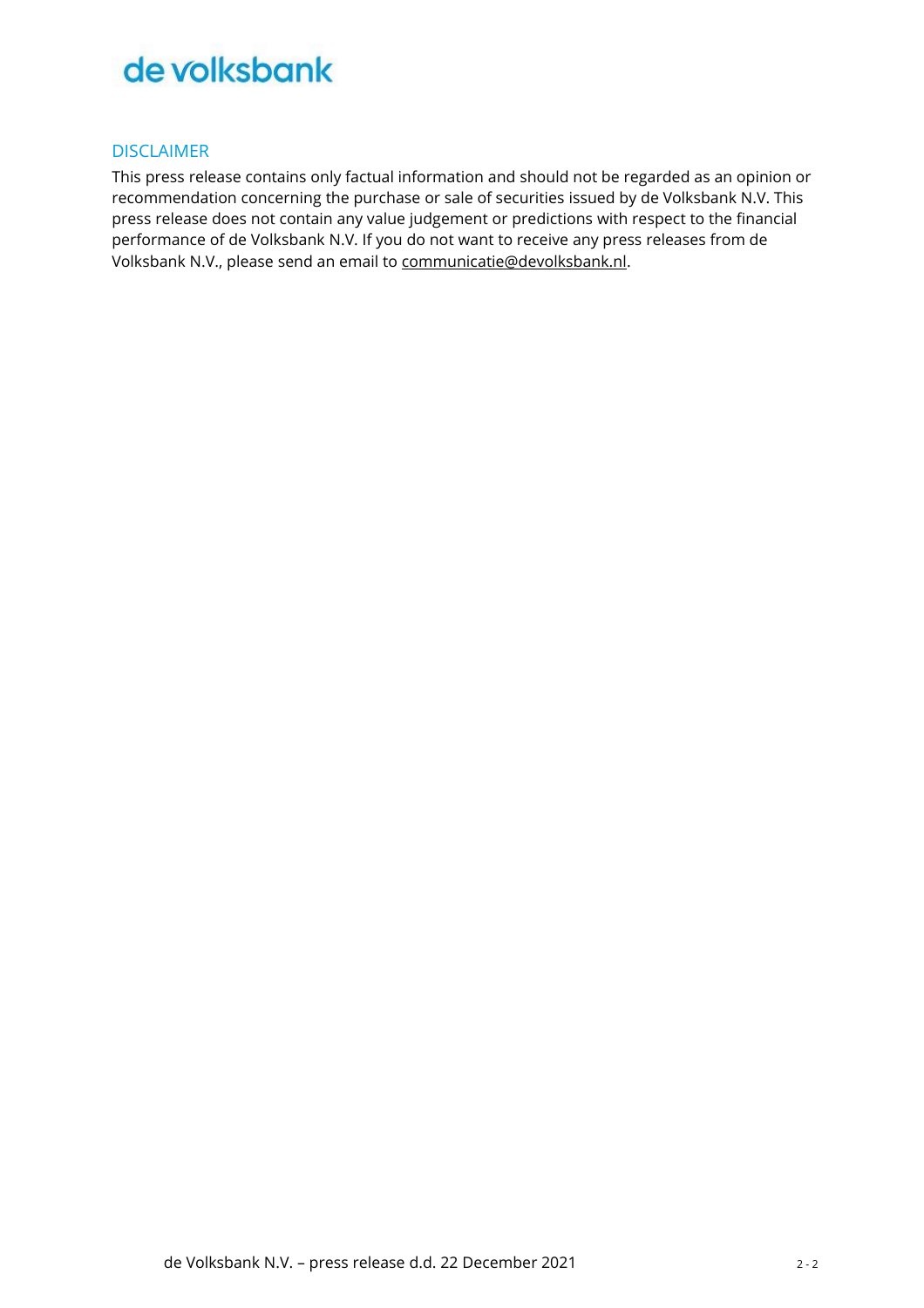## DISCLAIMER

This press release contains only factual information and should not be regarded as an opinion or recommendation concerning the purchase or sale of securities issued by de Volksbank N.V. This press release does not contain any value judgement or predictions with respect to the financial performance of de Volksbank N.V. If you do not want to receive any press releases from de Volksbank N.V., please send an email to communicatie@devolksbank.nl.